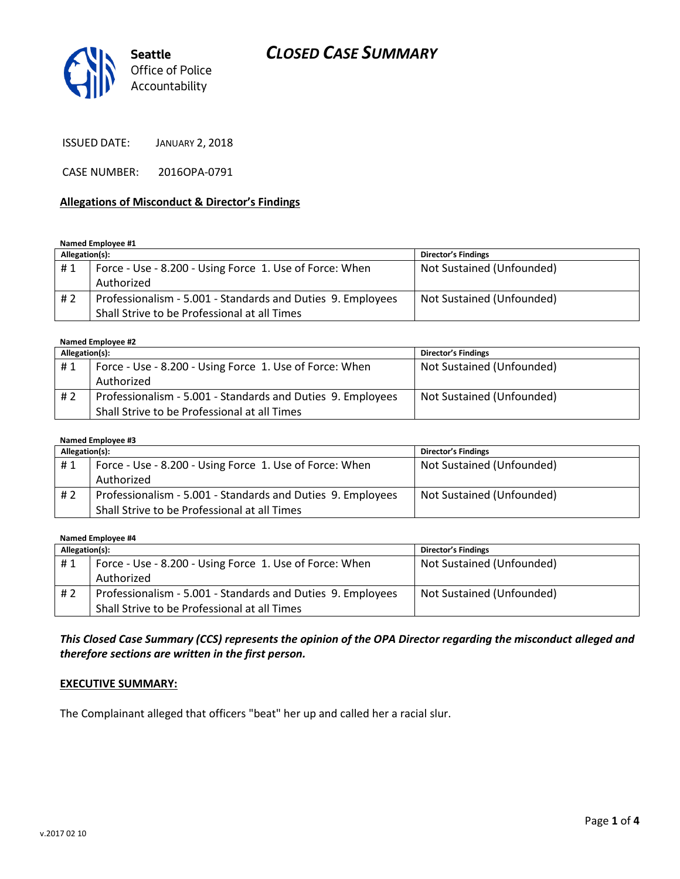Seattle Office of Police Accountability

# CLOSED CASE SUMMARY

ISSUED DATE: JANUARY 2, 2018

CASE NUMBER: 2016OPA-0791

## Allegations of Misconduct & Director's Findings

**Named Employee #1**

| Allegation(s): | | Director's Findings |
|---|---|---|
| # 1 | Force - Use - 8.200 - Using Force 1. Use of Force: When Authorized | Not Sustained (Unfounded) |
| # 2 | Professionalism - 5.001 - Standards and Duties 9. Employees Shall Strive to be Professional at all Times | Not Sustained (Unfounded) |

**Named Employee #2**

| Allegation(s): | | Director's Findings |
|---|---|---|
| # 1 | Force - Use - 8.200 - Using Force 1. Use of Force: When Authorized | Not Sustained (Unfounded) |
| # 2 | Professionalism - 5.001 - Standards and Duties 9. Employees Shall Strive to be Professional at all Times | Not Sustained (Unfounded) |

**Named Employee #3**

| Allegation(s): | | Director's Findings |
|---|---|---|
| # 1 | Force - Use - 8.200 - Using Force 1. Use of Force: When Authorized | Not Sustained (Unfounded) |
| # 2 | Professionalism - 5.001 - Standards and Duties 9. Employees Shall Strive to be Professional at all Times | Not Sustained (Unfounded) |

**Named Employee #4**

| Allegation(s): | | Director's Findings |
|---|---|---|
| # 1 | Force - Use - 8.200 - Using Force 1. Use of Force: When Authorized | Not Sustained (Unfounded) |
| # 2 | Professionalism - 5.001 - Standards and Duties 9. Employees Shall Strive to be Professional at all Times | Not Sustained (Unfounded) |

***This Closed Case Summary (CCS) represents the opinion of the OPA Director regarding the misconduct alleged and therefore sections are written in the first person.***

## EXECUTIVE SUMMARY:

The Complainant alleged that officers "beat" her up and called her a racial slur.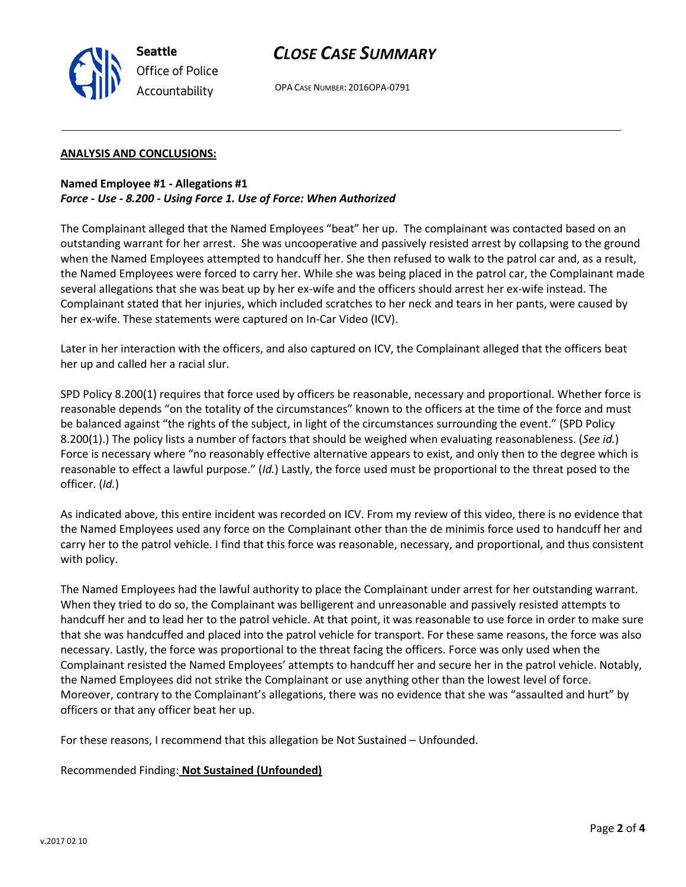**ANALYSIS AND CONCLUSIONS:**

**Named Employee #1 - Allegations #1**
***Force - Use - 8.200 - Using Force 1. Use of Force: When Authorized***

The Complainant alleged that the Named Employees "beat" her up. The complainant was contacted based on an outstanding warrant for her arrest. She was uncooperative and passively resisted arrest by collapsing to the ground when the Named Employees attempted to handcuff her. She then refused to walk to the patrol car and, as a result, the Named Employees were forced to carry her. While she was being placed in the patrol car, the Complainant made several allegations that she was beat up by her ex-wife and the officers should arrest her ex-wife instead. The Complainant stated that her injuries, which included scratches to her neck and tears in her pants, were caused by her ex-wife. These statements were captured on In-Car Video (ICV).

Later in her interaction with the officers, and also captured on ICV, the Complainant alleged that the officers beat her up and called her a racial slur.

SPD Policy 8.200(1) requires that force used by officers be reasonable, necessary and proportional. Whether force is reasonable depends "on the totality of the circumstances" known to the officers at the time of the force and must be balanced against "the rights of the subject, in light of the circumstances surrounding the event." (SPD Policy 8.200(1).) The policy lists a number of factors that should be weighed when evaluating reasonableness. (*See id.*) Force is necessary where "no reasonably effective alternative appears to exist, and only then to the degree which is reasonable to effect a lawful purpose." (*Id.*) Lastly, the force used must be proportional to the threat posed to the officer. (*Id.*)

As indicated above, this entire incident was recorded on ICV. From my review of this video, there is no evidence that the Named Employees used any force on the Complainant other than the de minimis force used to handcuff her and carry her to the patrol vehicle. I find that this force was reasonable, necessary, and proportional, and thus consistent with policy.

The Named Employees had the lawful authority to place the Complainant under arrest for her outstanding warrant. When they tried to do so, the Complainant was belligerent and unreasonable and passively resisted attempts to handcuff her and to lead her to the patrol vehicle. At that point, it was reasonable to use force in order to make sure that she was handcuffed and placed into the patrol vehicle for transport. For these same reasons, the force was also necessary. Lastly, the force was proportional to the threat facing the officers. Force was only used when the Complainant resisted the Named Employees' attempts to handcuff her and secure her in the patrol vehicle. Notably, the Named Employees did not strike the Complainant or use anything other than the lowest level of force. Moreover, contrary to the Complainant's allegations, there was no evidence that she was "assaulted and hurt" by officers or that any officer beat her up.

For these reasons, I recommend that this allegation be Not Sustained – Unfounded.

Recommended Finding: **Not Sustained (Unfounded)**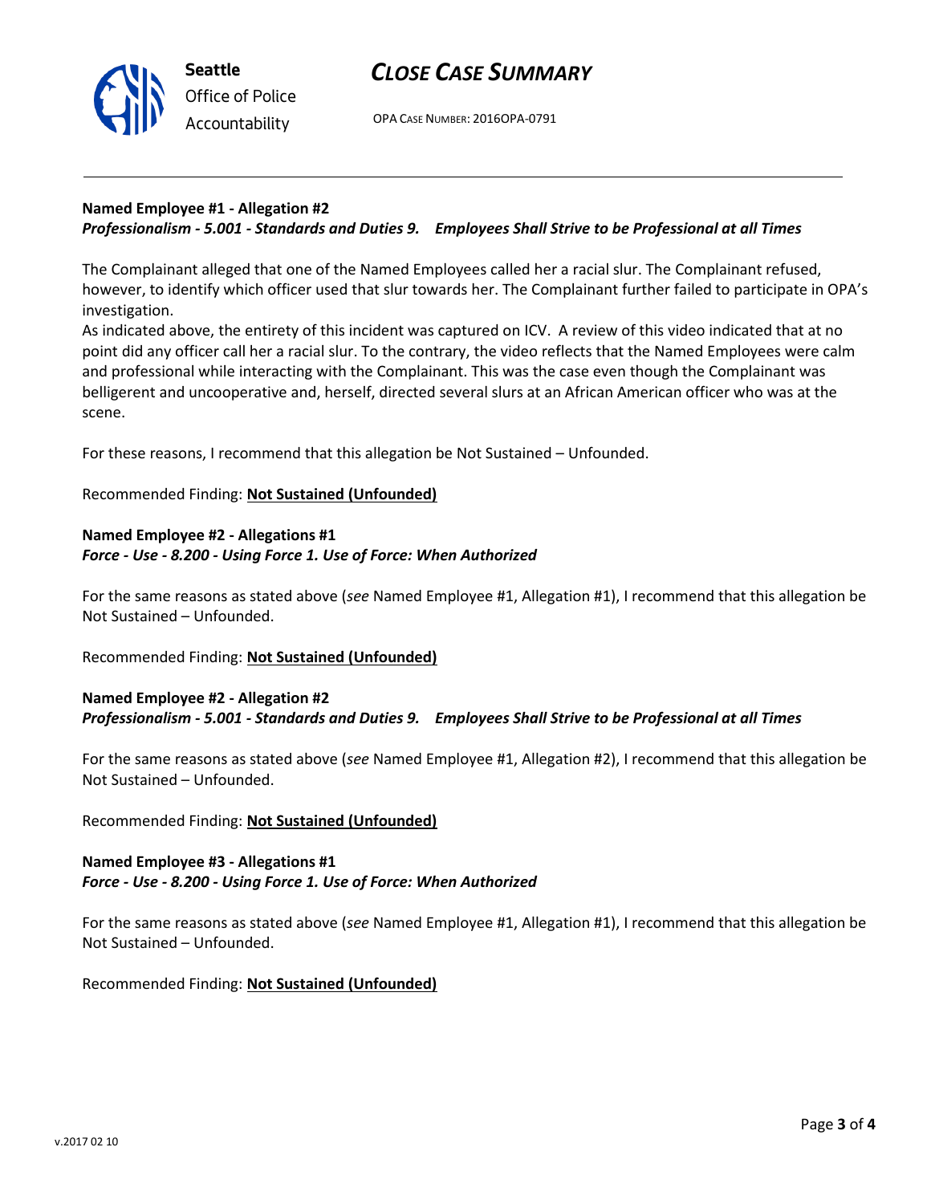**Named Employee #1 - Allegation #2**
***Professionalism - 5.001 - Standards and Duties 9. Employees Shall Strive to be Professional at all Times***

The Complainant alleged that one of the Named Employees called her a racial slur. The Complainant refused, however, to identify which officer used that slur towards her. The Complainant further failed to participate in OPA's investigation.
As indicated above, the entirety of this incident was captured on ICV. A review of this video indicated that at no point did any officer call her a racial slur. To the contrary, the video reflects that the Named Employees were calm and professional while interacting with the Complainant. This was the case even though the Complainant was belligerent and uncooperative and, herself, directed several slurs at an African American officer who was at the scene.

For these reasons, I recommend that this allegation be Not Sustained – Unfounded.

Recommended Finding: **Not Sustained (Unfounded)**

**Named Employee #2 - Allegations #1**
***Force - Use - 8.200 - Using Force 1. Use of Force: When Authorized***

For the same reasons as stated above (*see* Named Employee #1, Allegation #1), I recommend that this allegation be Not Sustained – Unfounded.

Recommended Finding: **Not Sustained (Unfounded)**

**Named Employee #2 - Allegation #2**
***Professionalism - 5.001 - Standards and Duties 9. Employees Shall Strive to be Professional at all Times***

For the same reasons as stated above (*see* Named Employee #1, Allegation #2), I recommend that this allegation be Not Sustained – Unfounded.

Recommended Finding: **Not Sustained (Unfounded)**

**Named Employee #3 - Allegations #1**
***Force - Use - 8.200 - Using Force 1. Use of Force: When Authorized***

For the same reasons as stated above (*see* Named Employee #1, Allegation #1), I recommend that this allegation be Not Sustained – Unfounded.

Recommended Finding: **Not Sustained (Unfounded)**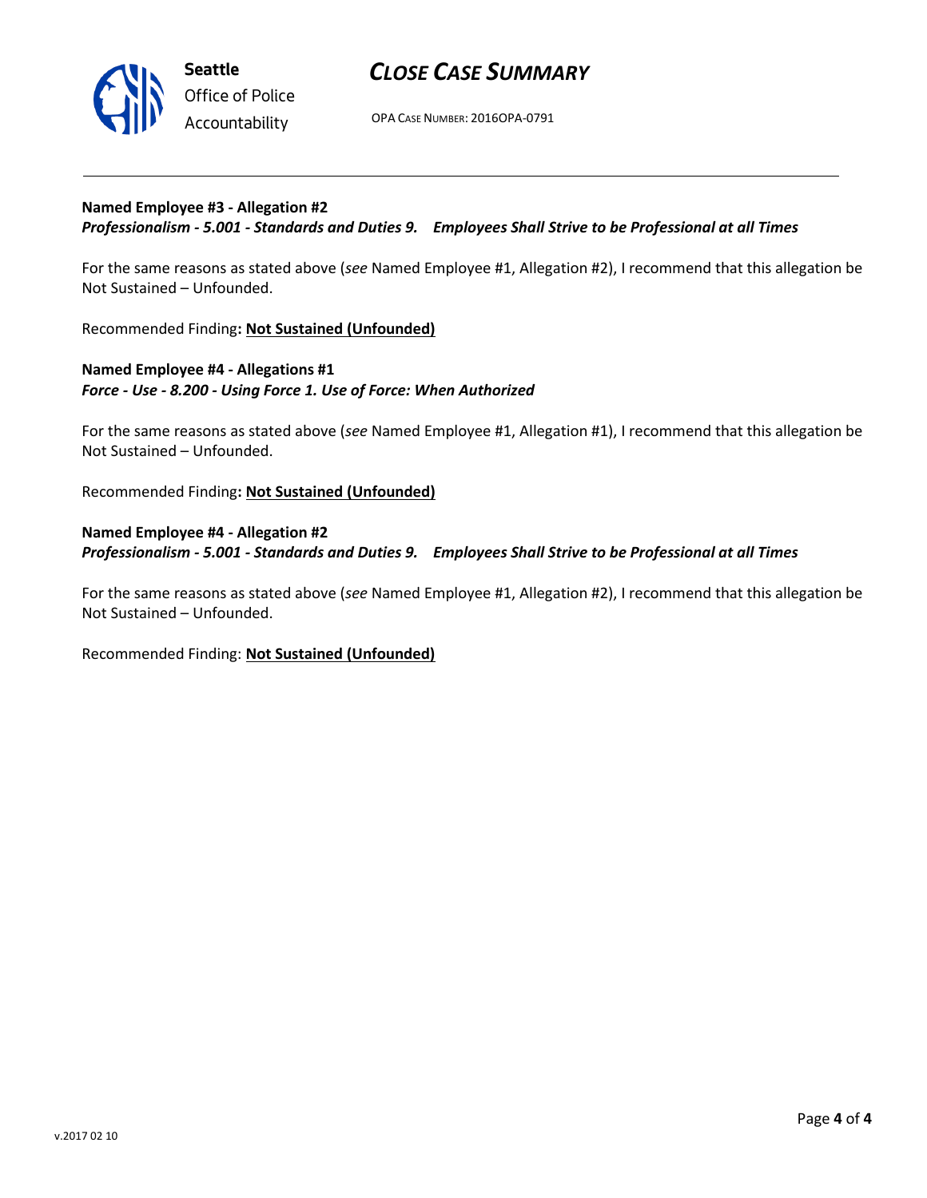**Named Employee #3 - Allegation #2**
***Professionalism - 5.001 - Standards and Duties 9. Employees Shall Strive to be Professional at all Times***

For the same reasons as stated above (*see* Named Employee #1, Allegation #2), I recommend that this allegation be Not Sustained – Unfounded.

Recommended Finding**: Not Sustained (Unfounded)**

**Named Employee #4 - Allegations #1**
***Force - Use - 8.200 - Using Force 1. Use of Force: When Authorized***

For the same reasons as stated above (*see* Named Employee #1, Allegation #1), I recommend that this allegation be Not Sustained – Unfounded.

Recommended Finding**: Not Sustained (Unfounded)**

**Named Employee #4 - Allegation #2**
***Professionalism - 5.001 - Standards and Duties 9. Employees Shall Strive to be Professional at all Times***

For the same reasons as stated above (*see* Named Employee #1, Allegation #2), I recommend that this allegation be Not Sustained – Unfounded.

Recommended Finding: **Not Sustained (Unfounded)**